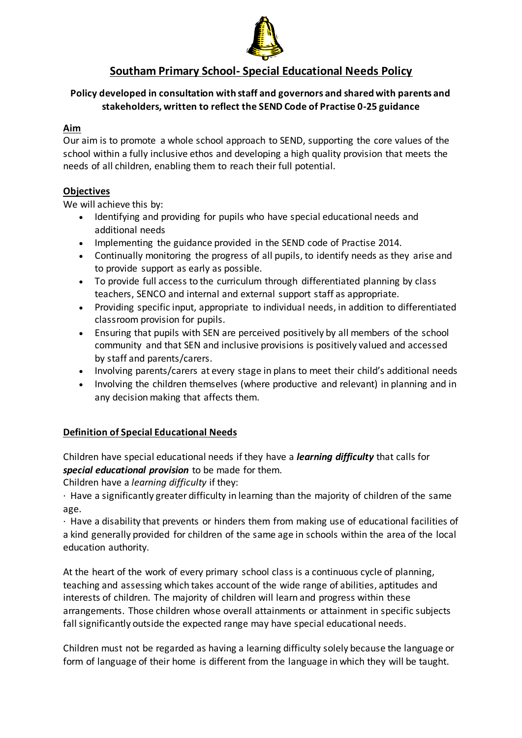# Southam Primary School- Special Educational Needs Policy

**Policy developed in consultation with staff and governors and shared with parents and stakeholders, written to reflect the SEND Code of Practise 0-25 guidance**

## Aim

Our aim is to promote a whole school approach to SEND, supporting the core values of the school within a fully inclusive ethos and developing a high quality provision that meets the needs of all children, enabling them to reach their full potential.

## Objectives

We will achieve this by:

- Identifying and providing for pupils who have special educational needs and additional needs
- Implementing the guidance provided in the SEND code of Practise 2014.
- Continually monitoring the progress of all pupils, to identify needs as they arise and to provide support as early as possible.
- To provide full access to the curriculum through differentiated planning by class teachers, SENCO and internal and external support staff as appropriate.
- Providing specific input, appropriate to individual needs, in addition to differentiated classroom provision for pupils.
- Ensuring that pupils with SEN are perceived positively by all members of the school community and that SEN and inclusive provisions is positively valued and accessed by staff and parents/carers.
- Involving parents/carers at every stage in plans to meet their child's additional needs
- Involving the children themselves (where productive and relevant) in planning and in any decision making that affects them.

## Definition of Special Educational Needs

Children have special educational needs if they have a ***learning difficulty*** that calls for ***special educational provision*** to be made for them.

Children have a *learning difficulty* if they:

· Have a significantly greater difficulty in learning than the majority of children of the same age.

· Have a disability that prevents or hinders them from making use of educational facilities of a kind generally provided for children of the same age in schools within the area of the local education authority.

At the heart of the work of every primary school class is a continuous cycle of planning, teaching and assessing which takes account of the wide range of abilities, aptitudes and interests of children. The majority of children will learn and progress within these arrangements. Those children whose overall attainments or attainment in specific subjects fall significantly outside the expected range may have special educational needs.

Children must not be regarded as having a learning difficulty solely because the language or form of language of their home is different from the language in which they will be taught.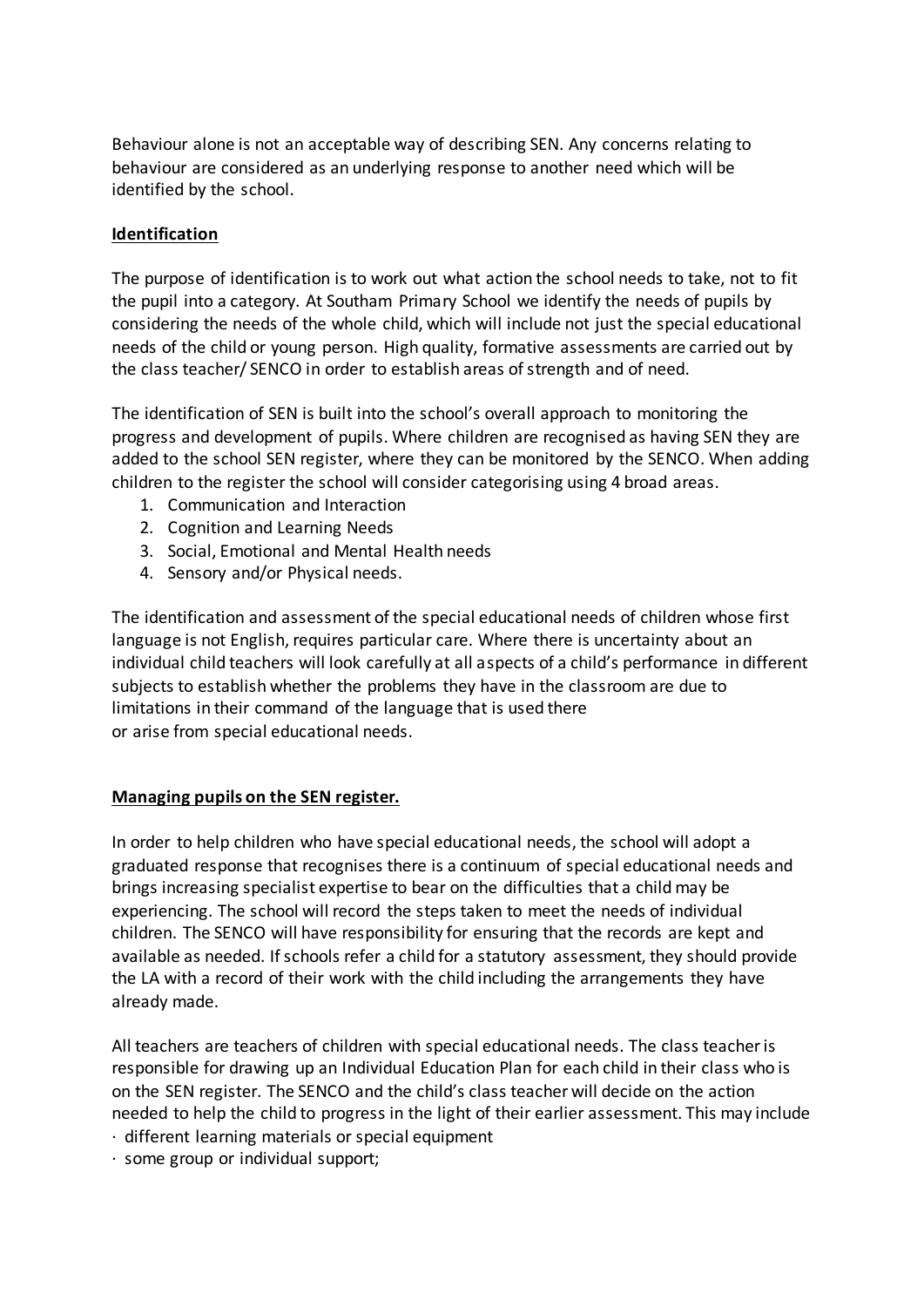Behaviour alone is not an acceptable way of describing SEN. Any concerns relating to behaviour are considered as an underlying response to another need which will be identified by the school.

**Identification**

The purpose of identification is to work out what action the school needs to take, not to fit the pupil into a category. At Southam Primary School we identify the needs of pupils by considering the needs of the whole child, which will include not just the special educational needs of the child or young person. High quality, formative assessments are carried out by the class teacher/ SENCO in order to establish areas of strength and of need.

The identification of SEN is built into the school's overall approach to monitoring the progress and development of pupils. Where children are recognised as having SEN they are added to the school SEN register, where they can be monitored by the SENCO. When adding children to the register the school will consider categorising using 4 broad areas.

1. Communication and Interaction
2. Cognition and Learning Needs
3. Social, Emotional and Mental Health needs
4. Sensory and/or Physical needs.

The identification and assessment of the special educational needs of children whose first language is not English, requires particular care. Where there is uncertainty about an individual child teachers will look carefully at all aspects of a child's performance in different subjects to establish whether the problems they have in the classroom are due to limitations in their command of the language that is used there or arise from special educational needs.

**Managing pupils on the SEN register.**

In order to help children who have special educational needs, the school will adopt a graduated response that recognises there is a continuum of special educational needs and brings increasing specialist expertise to bear on the difficulties that a child may be experiencing. The school will record the steps taken to meet the needs of individual children. The SENCO will have responsibility for ensuring that the records are kept and available as needed. If schools refer a child for a statutory assessment, they should provide the LA with a record of their work with the child including the arrangements they have already made.

All teachers are teachers of children with special educational needs. The class teacher is responsible for drawing up an Individual Education Plan for each child in their class who is on the SEN register. The SENCO and the child's class teacher will decide on the action needed to help the child to progress in the light of their earlier assessment. This may include

· different learning materials or special equipment
· some group or individual support;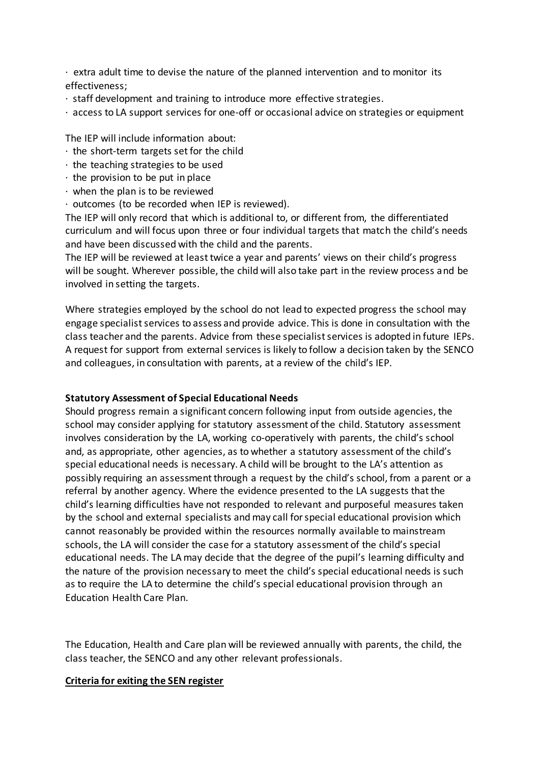· extra adult time to devise the nature of the planned intervention and to monitor its effectiveness;
· staff development and training to introduce more effective strategies.
· access to LA support services for one-off or occasional advice on strategies or equipment

The IEP will include information about:
· the short-term targets set for the child
· the teaching strategies to be used
· the provision to be put in place
· when the plan is to be reviewed
· outcomes (to be recorded when IEP is reviewed).

The IEP will only record that which is additional to, or different from, the differentiated curriculum and will focus upon three or four individual targets that match the child's needs and have been discussed with the child and the parents.
The IEP will be reviewed at least twice a year and parents' views on their child's progress will be sought. Wherever possible, the child will also take part in the review process and be involved in setting the targets.

Where strategies employed by the school do not lead to expected progress the school may engage specialist services to assess and provide advice. This is done in consultation with the class teacher and the parents. Advice from these specialist services is adopted in future IEPs. A request for support from external services is likely to follow a decision taken by the SENCO and colleagues, in consultation with parents, at a review of the child's IEP.

**Statutory Assessment of Special Educational Needs**

Should progress remain a significant concern following input from outside agencies, the school may consider applying for statutory assessment of the child. Statutory assessment involves consideration by the LA, working co-operatively with parents, the child's school and, as appropriate, other agencies, as to whether a statutory assessment of the child's special educational needs is necessary. A child will be brought to the LA's attention as possibly requiring an assessment through a request by the child's school, from a parent or a referral by another agency. Where the evidence presented to the LA suggests that the child's learning difficulties have not responded to relevant and purposeful measures taken by the school and external specialists and may call for special educational provision which cannot reasonably be provided within the resources normally available to mainstream schools, the LA will consider the case for a statutory assessment of the child's special educational needs. The LA may decide that the degree of the pupil's learning difficulty and the nature of the provision necessary to meet the child's special educational needs is such as to require the LA to determine the child's special educational provision through an Education Health Care Plan.

The Education, Health and Care plan will be reviewed annually with parents, the child, the class teacher, the SENCO and any other relevant professionals.

**Criteria for exiting the SEN register**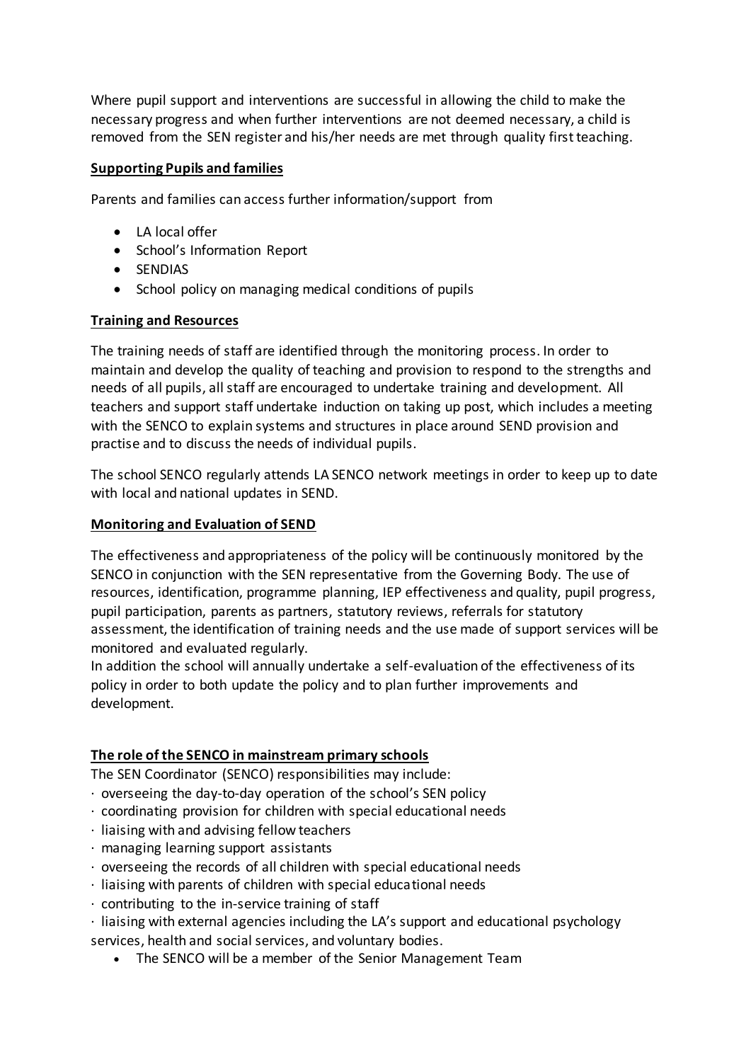Where pupil support and interventions are successful in allowing the child to make the necessary progress and when further interventions are not deemed necessary, a child is removed from the SEN register and his/her needs are met through quality first teaching.

**Supporting Pupils and families**

Parents and families can access further information/support from

- LA local offer
- School's Information Report
- SENDIAS
- School policy on managing medical conditions of pupils

**Training and Resources**

The training needs of staff are identified through the monitoring process. In order to maintain and develop the quality of teaching and provision to respond to the strengths and needs of all pupils, all staff are encouraged to undertake training and development. All teachers and support staff undertake induction on taking up post, which includes a meeting with the SENCO to explain systems and structures in place around SEND provision and practise and to discuss the needs of individual pupils.

The school SENCO regularly attends LA SENCO network meetings in order to keep up to date with local and national updates in SEND.

**Monitoring and Evaluation of SEND**

The effectiveness and appropriateness of the policy will be continuously monitored by the SENCO in conjunction with the SEN representative from the Governing Body. The use of resources, identification, programme planning, IEP effectiveness and quality, pupil progress, pupil participation, parents as partners, statutory reviews, referrals for statutory assessment, the identification of training needs and the use made of support services will be monitored and evaluated regularly.

In addition the school will annually undertake a self-evaluation of the effectiveness of its policy in order to both update the policy and to plan further improvements and development.

**The role of the SENCO in mainstream primary schools**

The SEN Coordinator (SENCO) responsibilities may include:

· overseeing the day-to-day operation of the school's SEN policy
· coordinating provision for children with special educational needs
· liaising with and advising fellow teachers
· managing learning support assistants
· overseeing the records of all children with special educational needs
· liaising with parents of children with special educational needs
· contributing to the in-service training of staff
· liaising with external agencies including the LA's support and educational psychology services, health and social services, and voluntary bodies.

- The SENCO will be a member of the Senior Management Team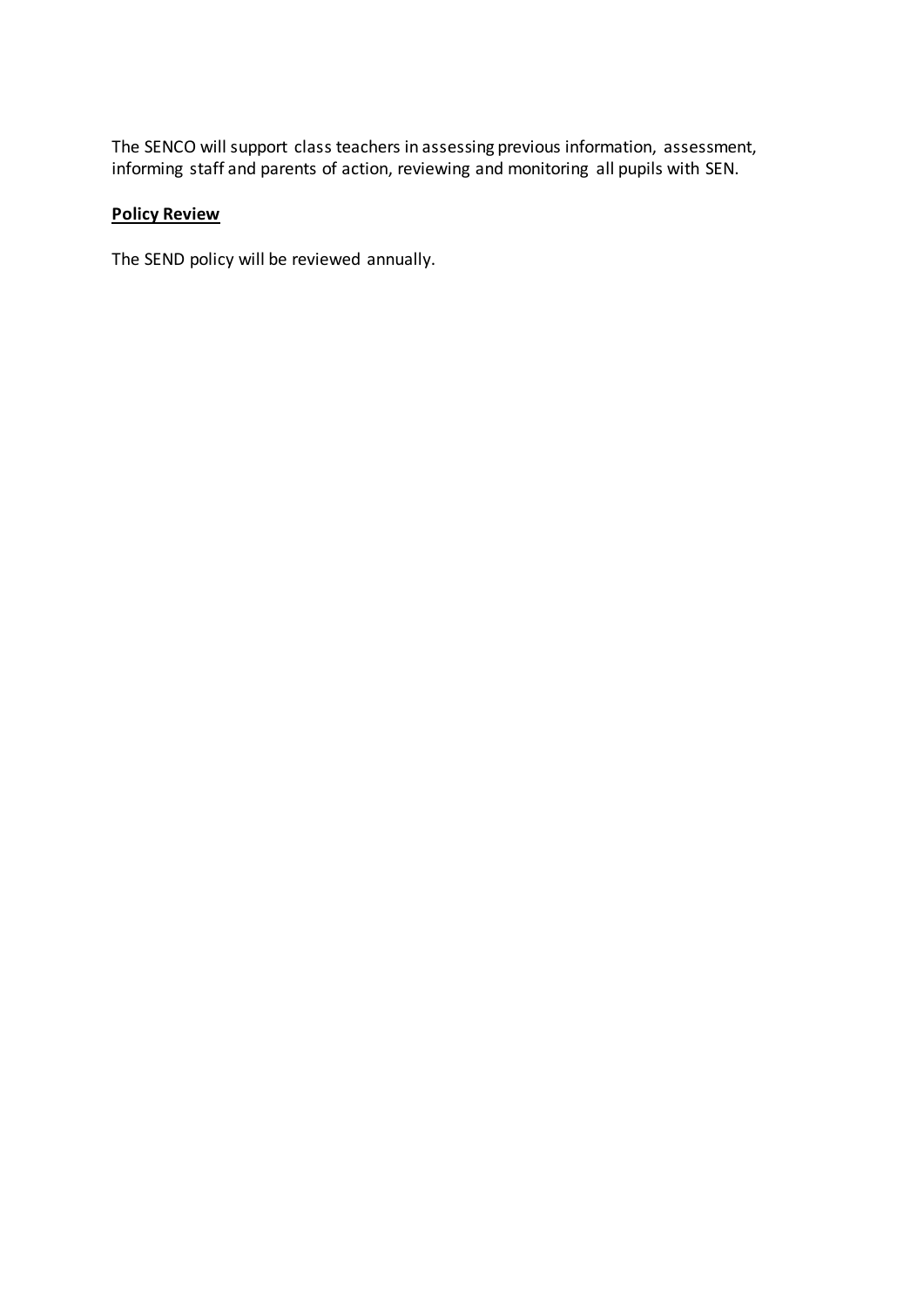The SENCO will support class teachers in assessing previous information, assessment, informing staff and parents of action, reviewing and monitoring all pupils with SEN.

**Policy Review**

The SEND policy will be reviewed annually.